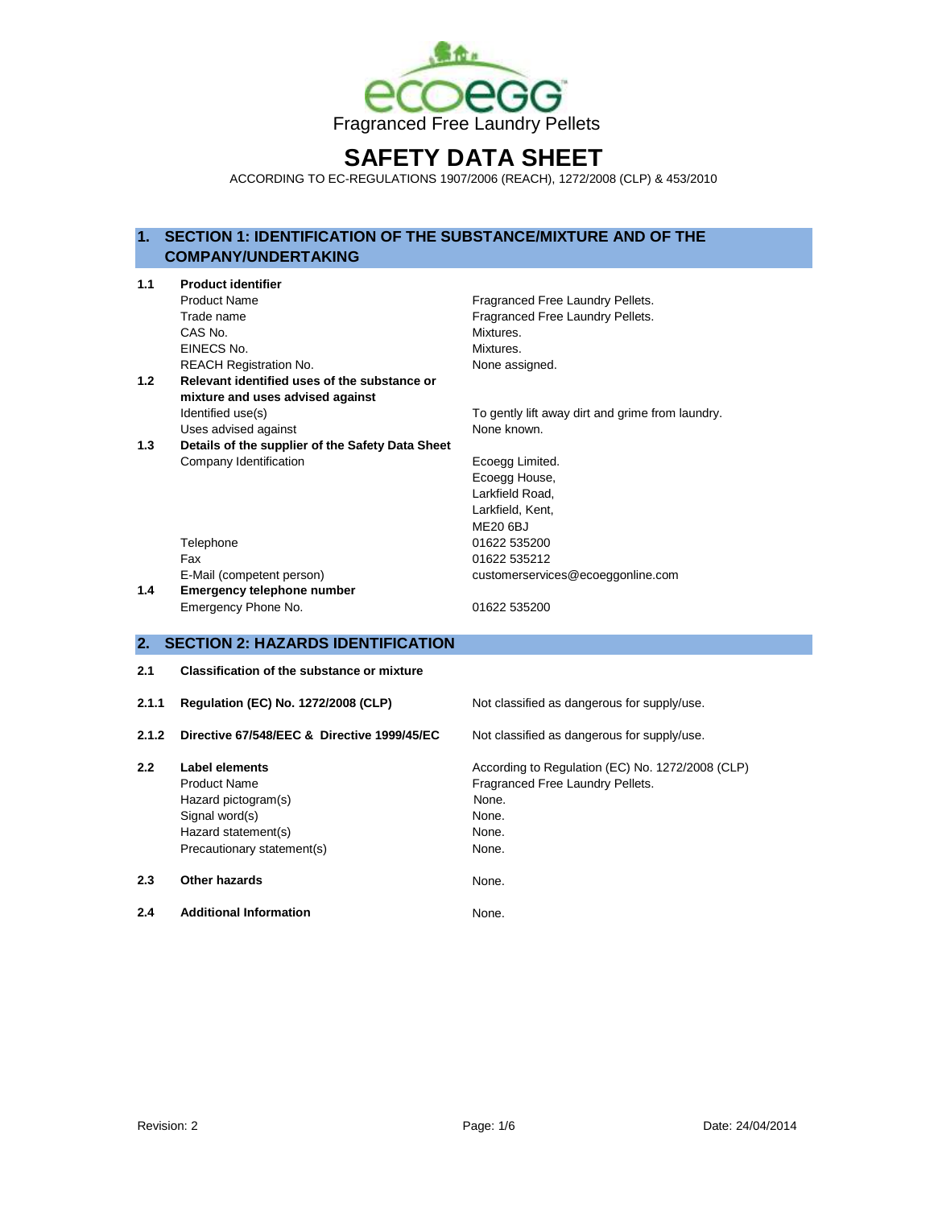ecoEGG

Fragranced Free Laundry Pellets

# SAFETY DATA SHEET

ACCORDING TO EC-REGULATIONS 1907/2006 (REACH), 1272/2008 (CLP) & 453/2010

## 1. SECTION 1: IDENTIFICATION OF THE SUBSTANCE/MIXTURE AND OF THE COMPANY/UNDERTAKING

**1.1 Product identifier**

| | |
|---|---|
| Product Name | Fragranced Free Laundry Pellets. |
| Trade name | Fragranced Free Laundry Pellets. |
| CAS No. | Mixtures. |
| EINECS No. | Mixtures. |
| REACH Registration No. | None assigned. |

**1.2 Relevant identified uses of the substance or mixture and uses advised against**

| | |
|---|---|
| Identified use(s) | To gently lift away dirt and grime from laundry. |
| Uses advised against | None known. |

**1.3 Details of the supplier of the Safety Data Sheet**

| | |
|---|---|
| Company Identification | Ecoegg Limited.<br>Ecoegg House,<br>Larkfield Road,<br>Larkfield, Kent,<br>ME20 6BJ |
| Telephone | 01622 535200 |
| Fax | 01622 535212 |
| E-Mail (competent person) | customerservices@ecoeggonline.com |

**1.4 Emergency telephone number**

| | |
|---|---|
| Emergency Phone No. | 01622 535200 |

## 2. SECTION 2: HAZARDS IDENTIFICATION

**2.1 Classification of the substance or mixture**

| | |
|---|---|
| **2.1.1 Regulation (EC) No. 1272/2008 (CLP)** | Not classified as dangerous for supply/use. |
| **2.1.2 Directive 67/548/EEC & Directive 1999/45/EC** | Not classified as dangerous for supply/use. |

**2.2 Label elements**

| | |
|---|---|
| | According to Regulation (EC) No. 1272/2008 (CLP) |
| Product Name | Fragranced Free Laundry Pellets. |
| Hazard pictogram(s) | None. |
| Signal word(s) | None. |
| Hazard statement(s) | None. |
| Precautionary statement(s) | None. |

**2.3 Other hazards** None.

**2.4 Additional Information** None.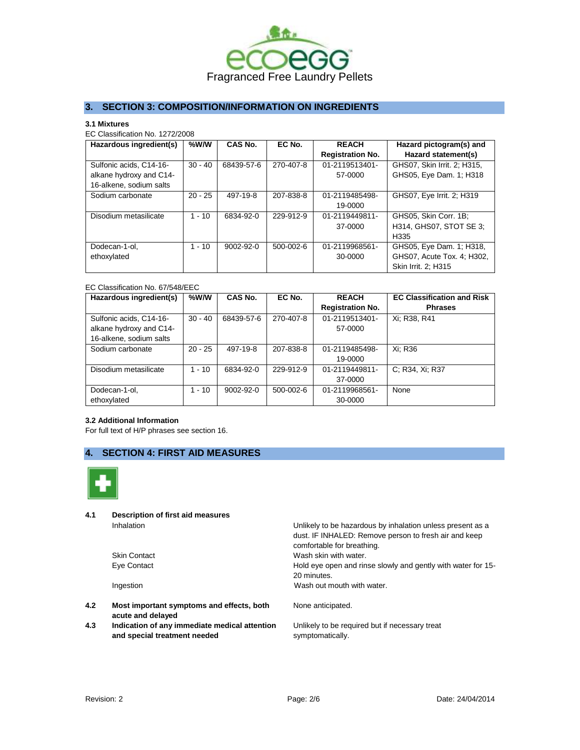Fragranced Free Laundry Pellets

## 3. SECTION 3: COMPOSITION/INFORMATION ON INGREDIENTS

### 3.1 Mixtures

EC Classification No. 1272/2008

| Hazardous ingredient(s) | %W/W | CAS No. | EC No. | REACH Registration No. | Hazard pictogram(s) and Hazard statement(s) |
|---|---|---|---|---|---|
| Sulfonic acids, C14-16-alkane hydroxy and C14-16-alkene, sodium salts | 30 - 40 | 68439-57-6 | 270-407-8 | 01-2119513401-57-0000 | GHS07, Skin Irrit. 2; H315, GHS05, Eye Dam. 1; H318 |
| Sodium carbonate | 20 - 25 | 497-19-8 | 207-838-8 | 01-2119485498-19-0000 | GHS07, Eye Irrit. 2; H319 |
| Disodium metasilicate | 1 - 10 | 6834-92-0 | 229-912-9 | 01-2119449811-37-0000 | GHS05, Skin Corr. 1B; H314, GHS07, STOT SE 3; H335 |
| Dodecan-1-ol, ethoxylated | 1 - 10 | 9002-92-0 | 500-002-6 | 01-2119968561-30-0000 | GHS05, Eye Dam. 1; H318, GHS07, Acute Tox. 4; H302, Skin Irrit. 2; H315 |

EC Classification No. 67/548/EEC

| Hazardous ingredient(s) | %W/W | CAS No. | EC No. | REACH Registration No. | EC Classification and Risk Phrases |
|---|---|---|---|---|---|
| Sulfonic acids, C14-16-alkane hydroxy and C14-16-alkene, sodium salts | 30 - 40 | 68439-57-6 | 270-407-8 | 01-2119513401-57-0000 | Xi; R38, R41 |
| Sodium carbonate | 20 - 25 | 497-19-8 | 207-838-8 | 01-2119485498-19-0000 | Xi; R36 |
| Disodium metasilicate | 1 - 10 | 6834-92-0 | 229-912-9 | 01-2119449811-37-0000 | C; R34, Xi; R37 |
| Dodecan-1-ol, ethoxylated | 1 - 10 | 9002-92-0 | 500-002-6 | 01-2119968561-30-0000 | None |

### 3.2 Additional Information

For full text of H/P phrases see section 16.

## 4. SECTION 4: FIRST AID MEASURES

**4.1 Description of first aid measures**

| | |
|---|---|
| Inhalation | Unlikely to be hazardous by inhalation unless present as a dust. IF INHALED: Remove person to fresh air and keep comfortable for breathing. |
| Skin Contact | Wash skin with water. |
| Eye Contact | Hold eye open and rinse slowly and gently with water for 15-20 minutes. |
| Ingestion | Wash out mouth with water. |

**4.2 Most important symptoms and effects, both acute and delayed**

None anticipated.

**4.3 Indication of any immediate medical attention and special treatment needed**

Unlikely to be required but if necessary treat symptomatically.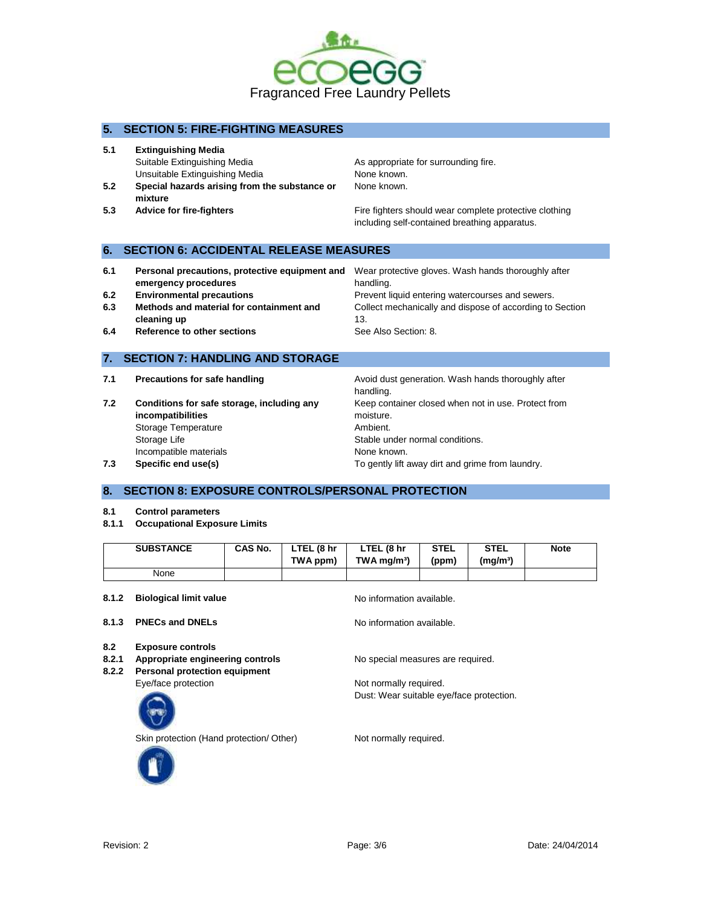# ecoegg

Fragranced Free Laundry Pellets

## 5. SECTION 5: FIRE-FIGHTING MEASURES

| | | |
|---|---|---|
| **5.1** | **Extinguishing Media** | |
| | Suitable Extinguishing Media | As appropriate for surrounding fire. |
| | Unsuitable Extinguishing Media | None known. |
| **5.2** | **Special hazards arising from the substance or mixture** | None known. |
| **5.3** | **Advice for fire-fighters** | Fire fighters should wear complete protective clothing including self-contained breathing apparatus. |

## 6. SECTION 6: ACCIDENTAL RELEASE MEASURES

| | | |
|---|---|---|
| **6.1** | **Personal precautions, protective equipment and emergency procedures** | Wear protective gloves. Wash hands thoroughly after handling. |
| **6.2** | **Environmental precautions** | Prevent liquid entering watercourses and sewers. |
| **6.3** | **Methods and material for containment and cleaning up** | Collect mechanically and dispose of according to Section 13. |
| **6.4** | **Reference to other sections** | See Also Section: 8. |

## 7. SECTION 7: HANDLING AND STORAGE

| | | |
|---|---|---|
| **7.1** | **Precautions for safe handling** | Avoid dust generation. Wash hands thoroughly after handling. |
| **7.2** | **Conditions for safe storage, including any incompatibilities** | Keep container closed when not in use. Protect from moisture. |
| | Storage Temperature | Ambient. |
| | Storage Life | Stable under normal conditions. |
| | Incompatible materials | None known. |
| **7.3** | **Specific end use(s)** | To gently lift away dirt and grime from laundry. |

## 8. SECTION 8: EXPOSURE CONTROLS/PERSONAL PROTECTION

**8.1 Control parameters**

**8.1.1 Occupational Exposure Limits**

| SUBSTANCE | CAS No. | LTEL (8 hr TWA ppm) | LTEL (8 hr TWA mg/m³) | STEL (ppm) | STEL (mg/m³) | Note |
|---|---|---|---|---|---|---|
| None | | | | | | |

| | | |
|---|---|---|
| **8.1.2** | **Biological limit value** | No information available. |
| **8.1.3** | **PNECs and DNELs** | No information available. |
| **8.2** | **Exposure controls** | |
| **8.2.1** | **Appropriate engineering controls** | No special measures are required. |
| **8.2.2** | **Personal protection equipment** | |
| | Eye/face protection | Not normally required. Dust: Wear suitable eye/face protection. |
| | Skin protection (Hand protection/ Other) | Not normally required. |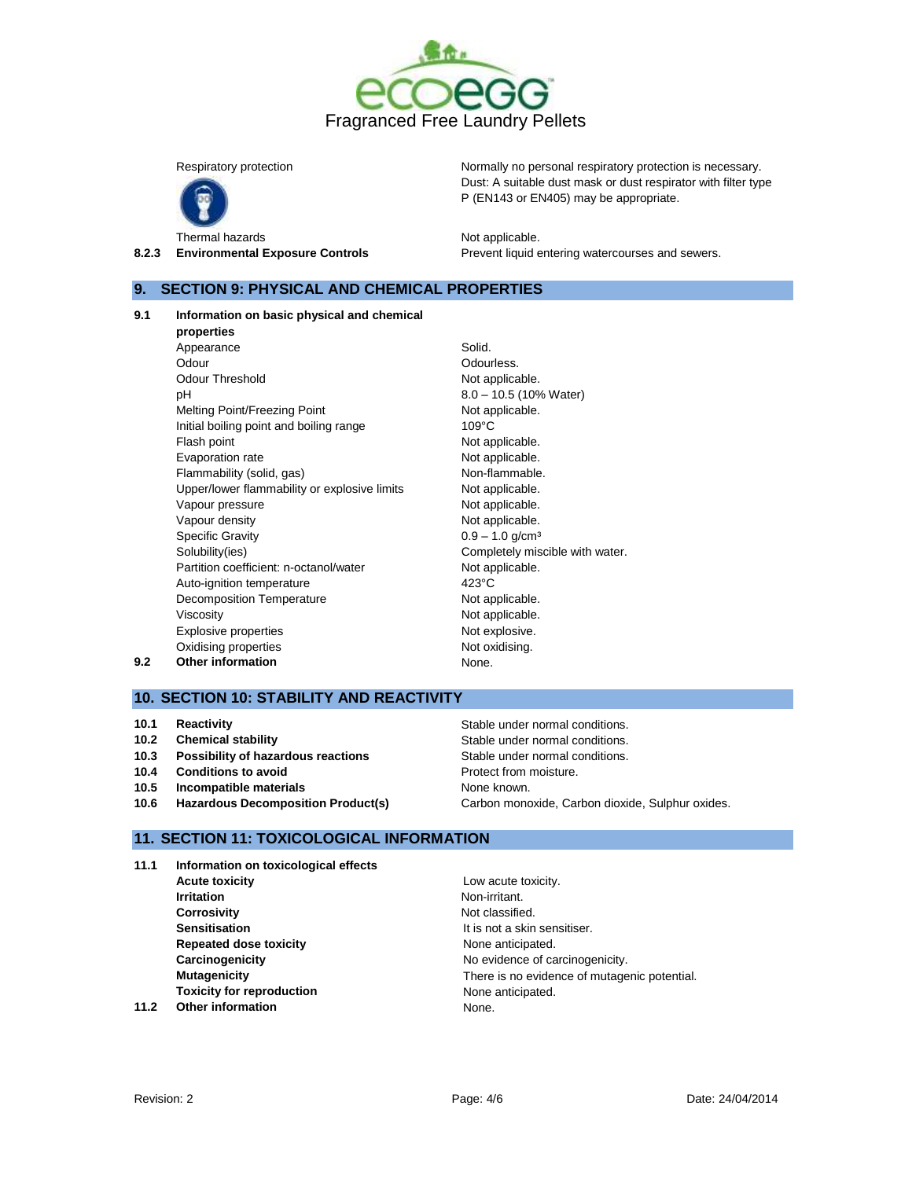| | |
|---|---|
| Respiratory protection | Normally no personal respiratory protection is necessary. Dust: A suitable dust mask or dust respirator with filter type P (EN143 or EN405) may be appropriate. |
| Thermal hazards | Not applicable. |
| **8.2.3 Environmental Exposure Controls** | Prevent liquid entering watercourses and sewers. |

## 9. SECTION 9: PHYSICAL AND CHEMICAL PROPERTIES

**9.1 Information on basic physical and chemical properties**

| | |
|---|---|
| Appearance | Solid. |
| Odour | Odourless. |
| Odour Threshold | Not applicable. |
| pH | 8.0 – 10.5 (10% Water) |
| Melting Point/Freezing Point | Not applicable. |
| Initial boiling point and boiling range | 109°C |
| Flash point | Not applicable. |
| Evaporation rate | Not applicable. |
| Flammability (solid, gas) | Non-flammable. |
| Upper/lower flammability or explosive limits | Not applicable. |
| Vapour pressure | Not applicable. |
| Vapour density | Not applicable. |
| Specific Gravity | 0.9 – 1.0 g/cm³ |
| Solubility(ies) | Completely miscible with water. |
| Partition coefficient: n-octanol/water | Not applicable. |
| Auto-ignition temperature | 423°C |
| Decomposition Temperature | Not applicable. |
| Viscosity | Not applicable. |
| Explosive properties | Not explosive. |
| Oxidising properties | Not oxidising. |

**9.2 Other information** None.

## 10. SECTION 10: STABILITY AND REACTIVITY

| | |
|---|---|
| **10.1 Reactivity** | Stable under normal conditions. |
| **10.2 Chemical stability** | Stable under normal conditions. |
| **10.3 Possibility of hazardous reactions** | Stable under normal conditions. |
| **10.4 Conditions to avoid** | Protect from moisture. |
| **10.5 Incompatible materials** | None known. |
| **10.6 Hazardous Decomposition Product(s)** | Carbon monoxide, Carbon dioxide, Sulphur oxides. |

## 11. SECTION 11: TOXICOLOGICAL INFORMATION

**11.1 Information on toxicological effects**

| | |
|---|---|
| **Acute toxicity** | Low acute toxicity. |
| **Irritation** | Non-irritant. |
| **Corrosivity** | Not classified. |
| **Sensitisation** | It is not a skin sensitiser. |
| **Repeated dose toxicity** | None anticipated. |
| **Carcinogenicity** | No evidence of carcinogenicity. |
| **Mutagenicity** | There is no evidence of mutagenic potential. |
| **Toxicity for reproduction** | None anticipated. |

**11.2 Other information** None.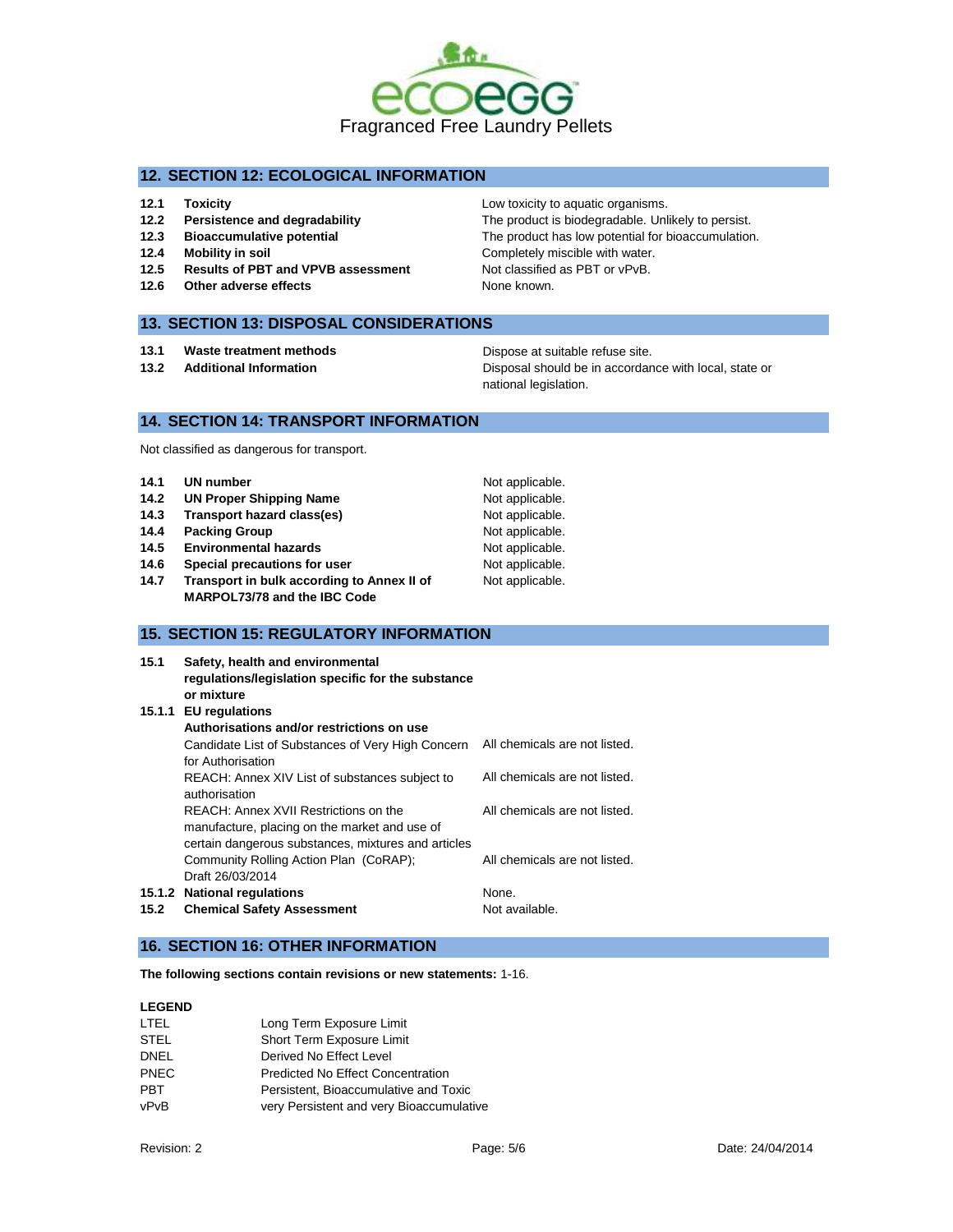Fragranced Free Laundry Pellets

## 12. SECTION 12: ECOLOGICAL INFORMATION

| | | |
|---|---|---|
| **12.1** | **Toxicity** | Low toxicity to aquatic organisms. |
| **12.2** | **Persistence and degradability** | The product is biodegradable. Unlikely to persist. |
| **12.3** | **Bioaccumulative potential** | The product has low potential for bioaccumulation. |
| **12.4** | **Mobility in soil** | Completely miscible with water. |
| **12.5** | **Results of PBT and VPVB assessment** | Not classified as PBT or vPvB. |
| **12.6** | **Other adverse effects** | None known. |

## 13. SECTION 13: DISPOSAL CONSIDERATIONS

| | | |
|---|---|---|
| **13.1** | **Waste treatment methods** | Dispose at suitable refuse site. |
| **13.2** | **Additional Information** | Disposal should be in accordance with local, state or national legislation. |

## 14. SECTION 14: TRANSPORT INFORMATION

Not classified as dangerous for transport.

| | | |
|---|---|---|
| **14.1** | **UN number** | Not applicable. |
| **14.2** | **UN Proper Shipping Name** | Not applicable. |
| **14.3** | **Transport hazard class(es)** | Not applicable. |
| **14.4** | **Packing Group** | Not applicable. |
| **14.5** | **Environmental hazards** | Not applicable. |
| **14.6** | **Special precautions for user** | Not applicable. |
| **14.7** | **Transport in bulk according to Annex II of MARPOL73/78 and the IBC Code** | Not applicable. |

## 15. SECTION 15: REGULATORY INFORMATION

| | | |
|---|---|---|
| **15.1** | **Safety, health and environmental regulations/legislation specific for the substance or mixture** | |
| **15.1.1** | **EU regulations** | |
| | **Authorisations and/or restrictions on use** | |
| | Candidate List of Substances of Very High Concern for Authorisation | All chemicals are not listed. |
| | REACH: Annex XIV List of substances subject to authorisation | All chemicals are not listed. |
| | REACH: Annex XVII Restrictions on the manufacture, placing on the market and use of certain dangerous substances, mixtures and articles | All chemicals are not listed. |
| | Community Rolling Action Plan (CoRAP); Draft 26/03/2014 | All chemicals are not listed. |
| **15.1.2** | **National regulations** | None. |
| **15.2** | **Chemical Safety Assessment** | Not available. |

## 16. SECTION 16: OTHER INFORMATION

**The following sections contain revisions or new statements:** 1-16.

**LEGEND**

| | |
|---|---|
| LTEL | Long Term Exposure Limit |
| STEL | Short Term Exposure Limit |
| DNEL | Derived No Effect Level |
| PNEC | Predicted No Effect Concentration |
| PBT | Persistent, Bioaccumulative and Toxic |
| vPvB | very Persistent and very Bioaccumulative |

Revision: 2 | Date: 24/04/2014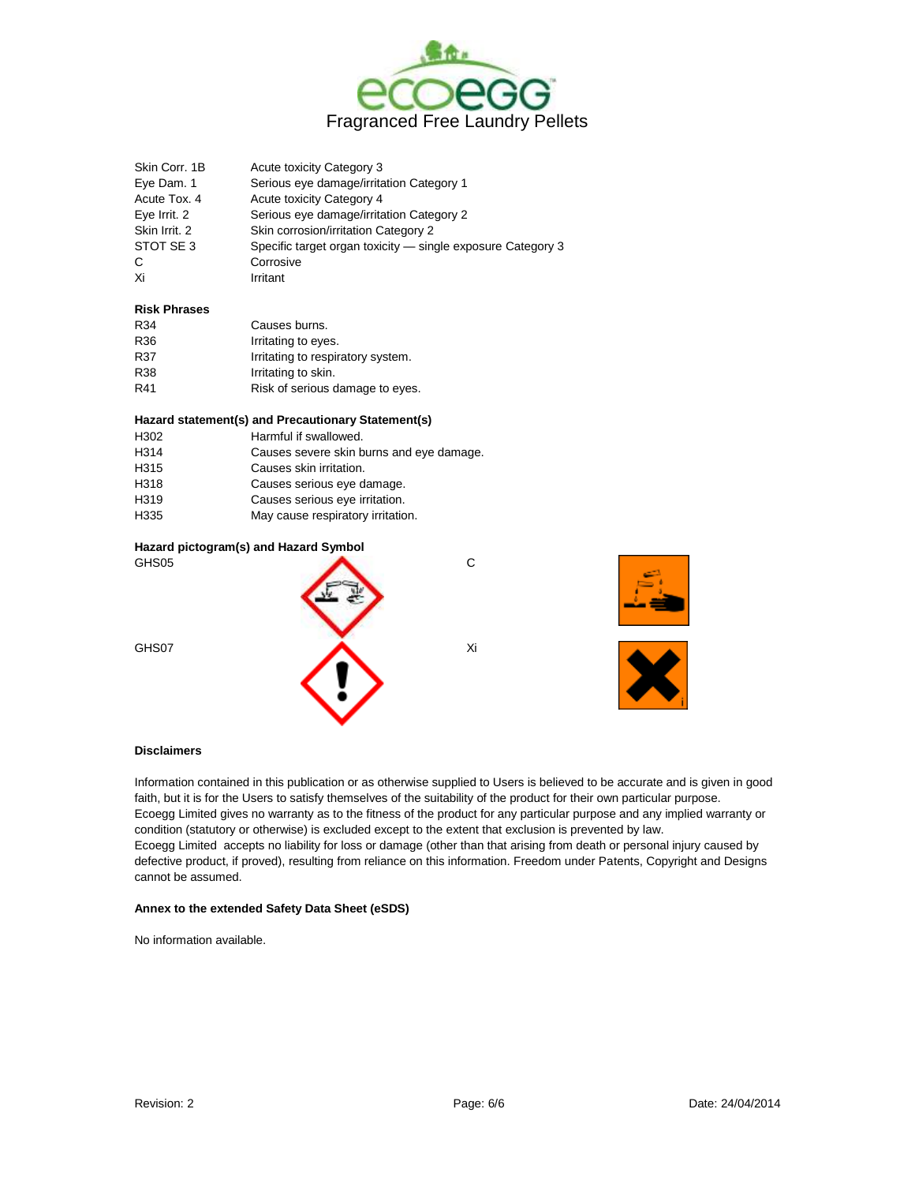# ecoegg

Fragranced Free Laundry Pellets

| | |
|---|---|
| Skin Corr. 1B | Acute toxicity Category 3 |
| Eye Dam. 1 | Serious eye damage/irritation Category 1 |
| Acute Tox. 4 | Acute toxicity Category 4 |
| Eye Irrit. 2 | Serious eye damage/irritation Category 2 |
| Skin Irrit. 2 | Skin corrosion/irritation Category 2 |
| STOT SE 3 | Specific target organ toxicity — single exposure Category 3 |
| C | Corrosive |
| Xi | Irritant |

**Risk Phrases**

| | |
|---|---|
| R34 | Causes burns. |
| R36 | Irritating to eyes. |
| R37 | Irritating to respiratory system. |
| R38 | Irritating to skin. |
| R41 | Risk of serious damage to eyes. |

**Hazard statement(s) and Precautionary Statement(s)**

| | |
|---|---|
| H302 | Harmful if swallowed. |
| H314 | Causes severe skin burns and eye damage. |
| H315 | Causes skin irritation. |
| H318 | Causes serious eye damage. |
| H319 | Causes serious eye irritation. |
| H335 | May cause respiratory irritation. |

**Hazard pictogram(s) and Hazard Symbol**

GHS05 C

GHS07 Xi

**Disclaimers**

Information contained in this publication or as otherwise supplied to Users is believed to be accurate and is given in good faith, but it is for the Users to satisfy themselves of the suitability of the product for their own particular purpose. Ecoegg Limited gives no warranty as to the fitness of the product for any particular purpose and any implied warranty or condition (statutory or otherwise) is excluded except to the extent that exclusion is prevented by law. Ecoegg Limited accepts no liability for loss or damage (other than that arising from death or personal injury caused by defective product, if proved), resulting from reliance on this information. Freedom under Patents, Copyright and Designs cannot be assumed.

**Annex to the extended Safety Data Sheet (eSDS)**

No information available.

Revision: 2 Date: 24/04/2014